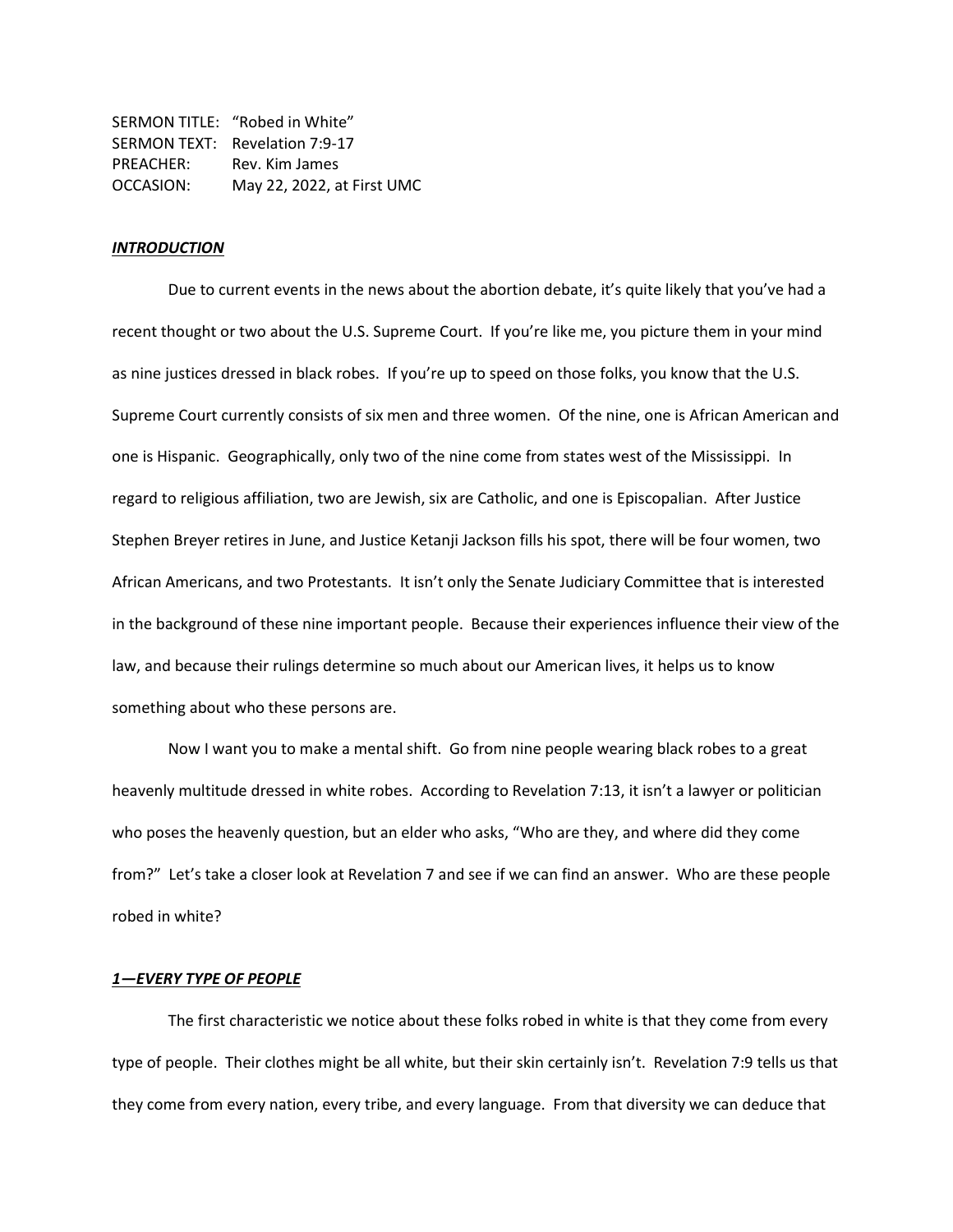SERMON TITLE: "Robed in White"  
SERMON TEXT: Revelation 7:9-17  
PREACHER: Rev. Kim James  
OCCASION: May 22, 2022, at First UMC

## ***INTRODUCTION***

Due to current events in the news about the abortion debate, it's quite likely that you've had a recent thought or two about the U.S. Supreme Court. If you're like me, you picture them in your mind as nine justices dressed in black robes. If you're up to speed on those folks, you know that the U.S. Supreme Court currently consists of six men and three women. Of the nine, one is African American and one is Hispanic. Geographically, only two of the nine come from states west of the Mississippi. In regard to religious affiliation, two are Jewish, six are Catholic, and one is Episcopalian. After Justice Stephen Breyer retires in June, and Justice Ketanji Jackson fills his spot, there will be four women, two African Americans, and two Protestants. It isn't only the Senate Judiciary Committee that is interested in the background of these nine important people. Because their experiences influence their view of the law, and because their rulings determine so much about our American lives, it helps us to know something about who these persons are.

Now I want you to make a mental shift. Go from nine people wearing black robes to a great heavenly multitude dressed in white robes. According to Revelation 7:13, it isn't a lawyer or politician who poses the heavenly question, but an elder who asks, "Who are they, and where did they come from?" Let's take a closer look at Revelation 7 and see if we can find an answer. Who are these people robed in white?

## ***1—EVERY TYPE OF PEOPLE***

The first characteristic we notice about these folks robed in white is that they come from every type of people. Their clothes might be all white, but their skin certainly isn't. Revelation 7:9 tells us that they come from every nation, every tribe, and every language. From that diversity we can deduce that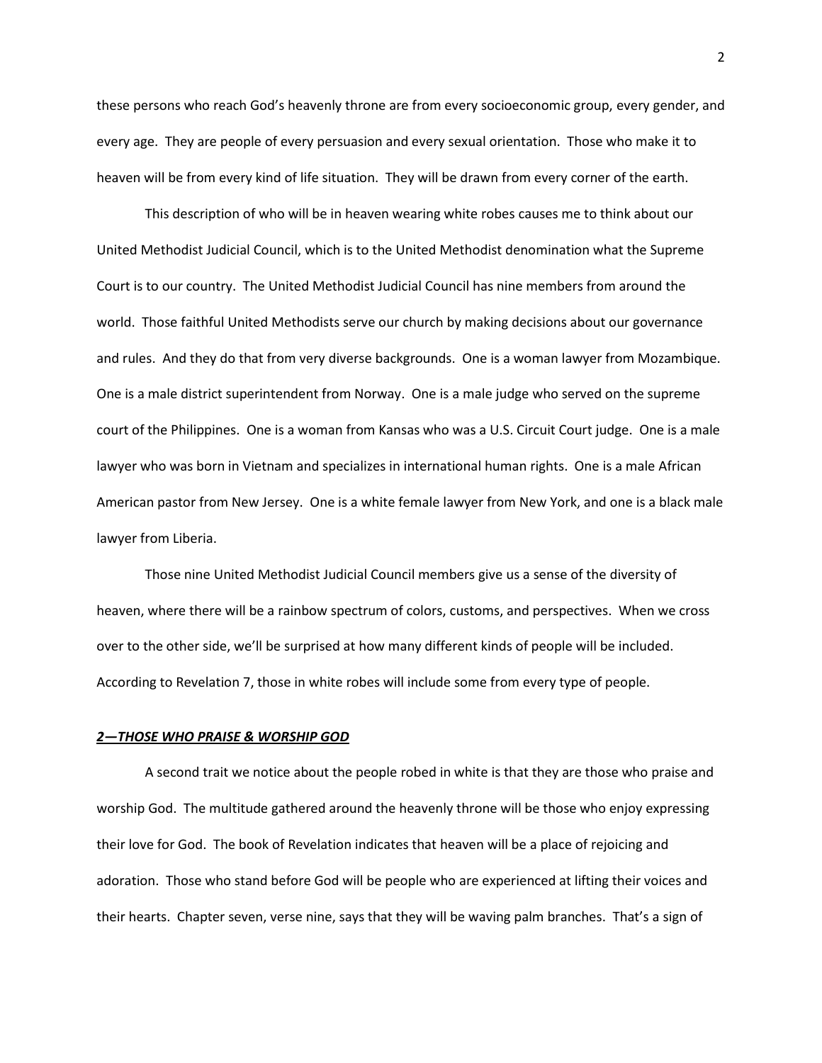these persons who reach God's heavenly throne are from every socioeconomic group, every gender, and every age. They are people of every persuasion and every sexual orientation. Those who make it to heaven will be from every kind of life situation. They will be drawn from every corner of the earth.

This description of who will be in heaven wearing white robes causes me to think about our United Methodist Judicial Council, which is to the United Methodist denomination what the Supreme Court is to our country. The United Methodist Judicial Council has nine members from around the world. Those faithful United Methodists serve our church by making decisions about our governance and rules. And they do that from very diverse backgrounds. One is a woman lawyer from Mozambique. One is a male district superintendent from Norway. One is a male judge who served on the supreme court of the Philippines. One is a woman from Kansas who was a U.S. Circuit Court judge. One is a male lawyer who was born in Vietnam and specializes in international human rights. One is a male African American pastor from New Jersey. One is a white female lawyer from New York, and one is a black male lawyer from Liberia.

Those nine United Methodist Judicial Council members give us a sense of the diversity of heaven, where there will be a rainbow spectrum of colors, customs, and perspectives. When we cross over to the other side, we'll be surprised at how many different kinds of people will be included. According to Revelation 7, those in white robes will include some from every type of people.

## ***2—THOSE WHO PRAISE & WORSHIP GOD***

A second trait we notice about the people robed in white is that they are those who praise and worship God. The multitude gathered around the heavenly throne will be those who enjoy expressing their love for God. The book of Revelation indicates that heaven will be a place of rejoicing and adoration. Those who stand before God will be people who are experienced at lifting their voices and their hearts. Chapter seven, verse nine, says that they will be waving palm branches. That's a sign of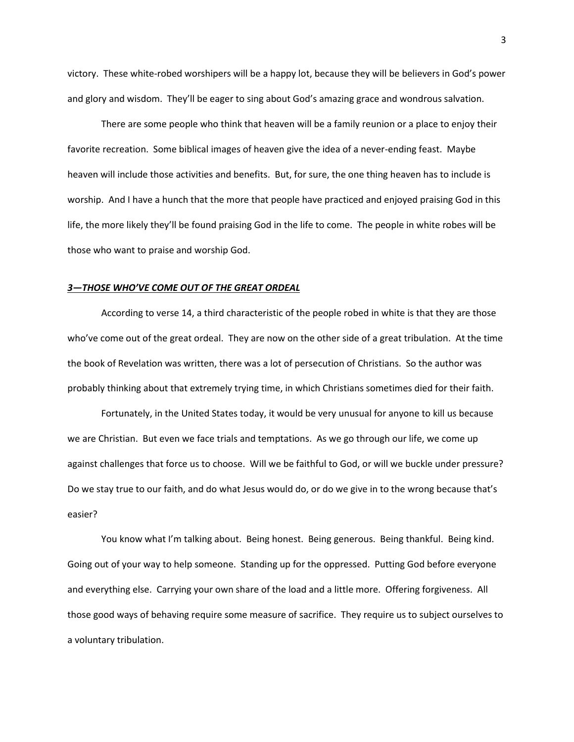victory. These white-robed worshipers will be a happy lot, because they will be believers in God's power and glory and wisdom. They'll be eager to sing about God's amazing grace and wondrous salvation.

There are some people who think that heaven will be a family reunion or a place to enjoy their favorite recreation. Some biblical images of heaven give the idea of a never-ending feast. Maybe heaven will include those activities and benefits. But, for sure, the one thing heaven has to include is worship. And I have a hunch that the more that people have practiced and enjoyed praising God in this life, the more likely they'll be found praising God in the life to come. The people in white robes will be those who want to praise and worship God.

### ***<u>3—THOSE WHO'VE COME OUT OF THE GREAT ORDEAL</u>***

According to verse 14, a third characteristic of the people robed in white is that they are those who've come out of the great ordeal. They are now on the other side of a great tribulation. At the time the book of Revelation was written, there was a lot of persecution of Christians. So the author was probably thinking about that extremely trying time, in which Christians sometimes died for their faith.

Fortunately, in the United States today, it would be very unusual for anyone to kill us because we are Christian. But even we face trials and temptations. As we go through our life, we come up against challenges that force us to choose. Will we be faithful to God, or will we buckle under pressure? Do we stay true to our faith, and do what Jesus would do, or do we give in to the wrong because that's easier?

You know what I'm talking about. Being honest. Being generous. Being thankful. Being kind. Going out of your way to help someone. Standing up for the oppressed. Putting God before everyone and everything else. Carrying your own share of the load and a little more. Offering forgiveness. All those good ways of behaving require some measure of sacrifice. They require us to subject ourselves to a voluntary tribulation.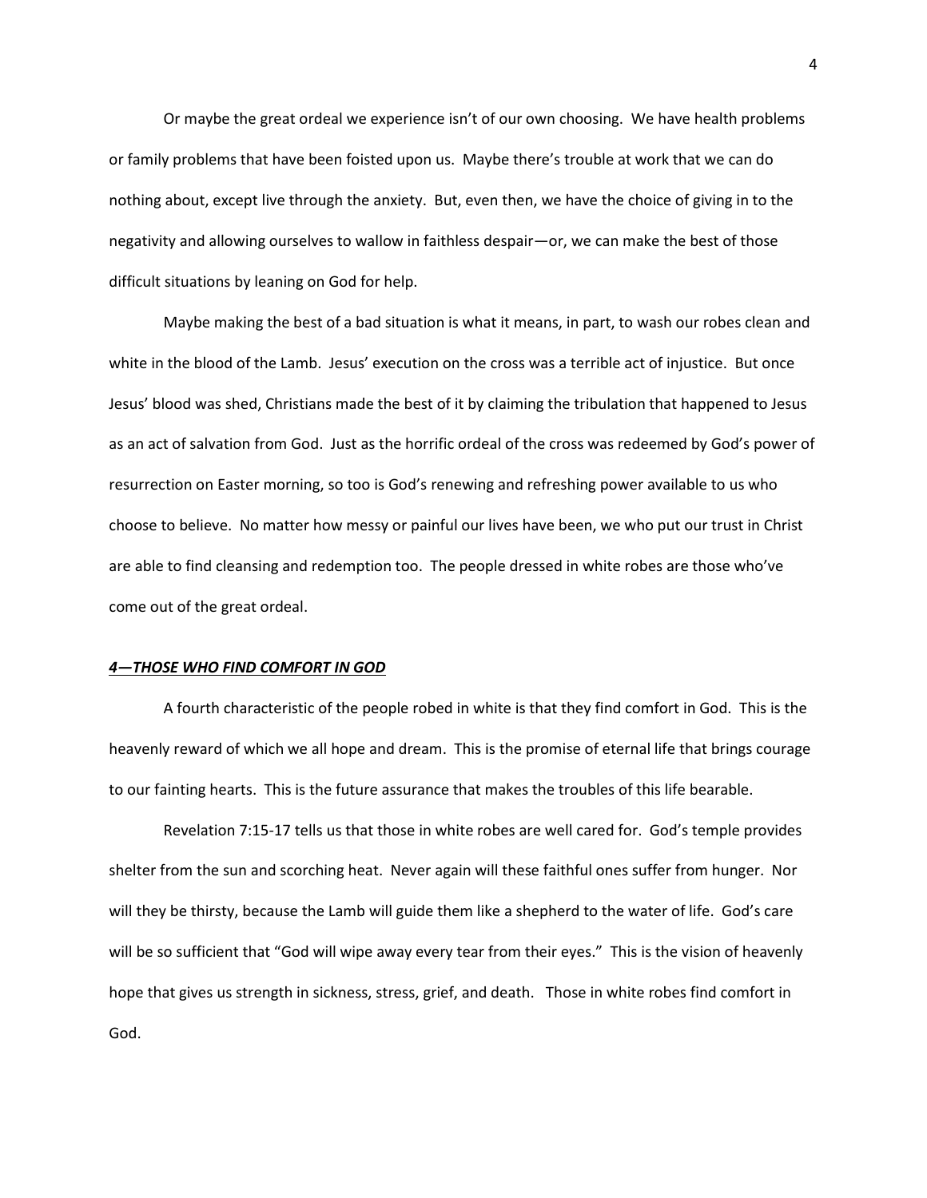Or maybe the great ordeal we experience isn't of our own choosing. We have health problems or family problems that have been foisted upon us. Maybe there's trouble at work that we can do nothing about, except live through the anxiety. But, even then, we have the choice of giving in to the negativity and allowing ourselves to wallow in faithless despair—or, we can make the best of those difficult situations by leaning on God for help.

Maybe making the best of a bad situation is what it means, in part, to wash our robes clean and white in the blood of the Lamb. Jesus' execution on the cross was a terrible act of injustice. But once Jesus' blood was shed, Christians made the best of it by claiming the tribulation that happened to Jesus as an act of salvation from God. Just as the horrific ordeal of the cross was redeemed by God's power of resurrection on Easter morning, so too is God's renewing and refreshing power available to us who choose to believe. No matter how messy or painful our lives have been, we who put our trust in Christ are able to find cleansing and redemption too. The people dressed in white robes are those who've come out of the great ordeal.

***4—THOSE WHO FIND COMFORT IN GOD***

A fourth characteristic of the people robed in white is that they find comfort in God. This is the heavenly reward of which we all hope and dream. This is the promise of eternal life that brings courage to our fainting hearts. This is the future assurance that makes the troubles of this life bearable.

Revelation 7:15-17 tells us that those in white robes are well cared for. God's temple provides shelter from the sun and scorching heat. Never again will these faithful ones suffer from hunger. Nor will they be thirsty, because the Lamb will guide them like a shepherd to the water of life. God's care will be so sufficient that "God will wipe away every tear from their eyes." This is the vision of heavenly hope that gives us strength in sickness, stress, grief, and death. Those in white robes find comfort in God.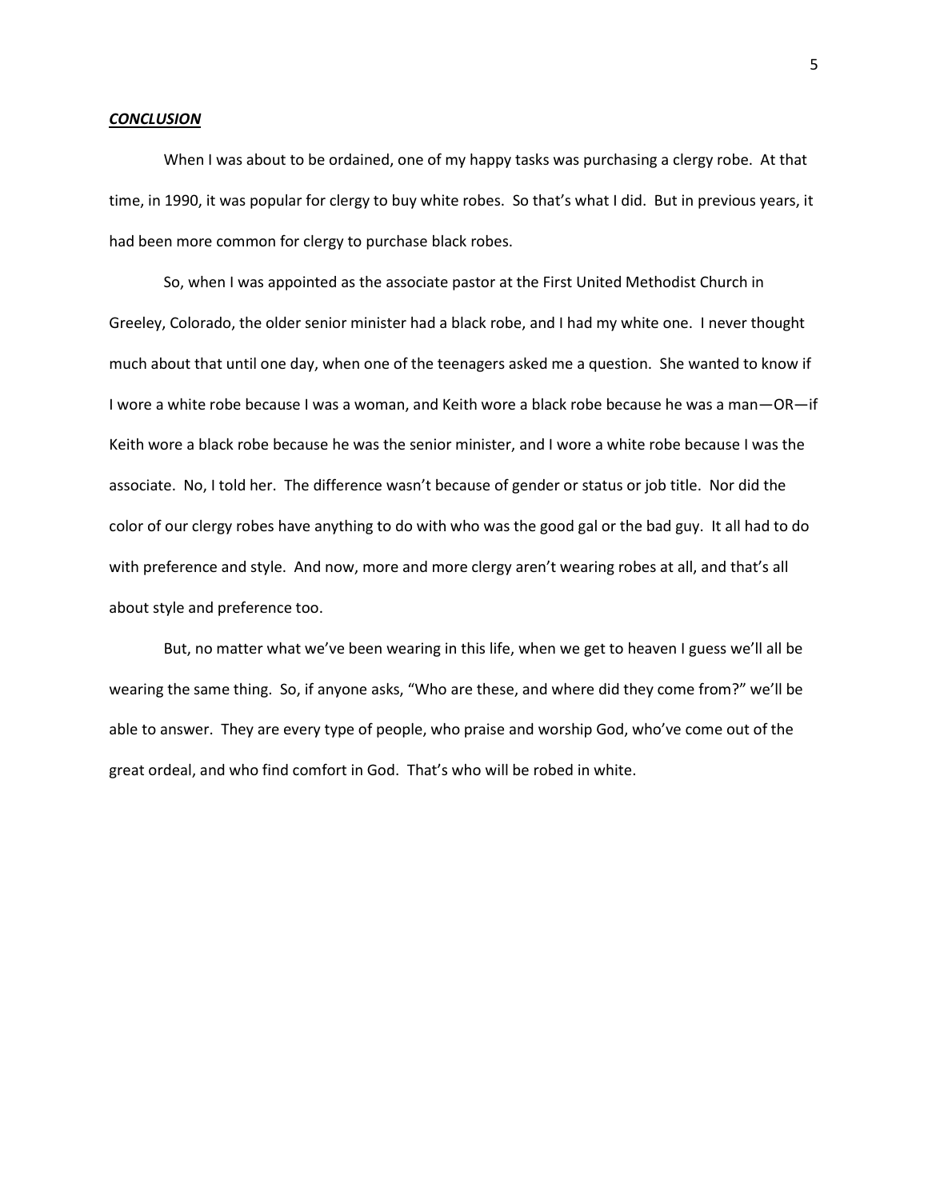***CONCLUSION***

When I was about to be ordained, one of my happy tasks was purchasing a clergy robe. At that time, in 1990, it was popular for clergy to buy white robes. So that's what I did. But in previous years, it had been more common for clergy to purchase black robes.

So, when I was appointed as the associate pastor at the First United Methodist Church in Greeley, Colorado, the older senior minister had a black robe, and I had my white one. I never thought much about that until one day, when one of the teenagers asked me a question. She wanted to know if I wore a white robe because I was a woman, and Keith wore a black robe because he was a man—OR—if Keith wore a black robe because he was the senior minister, and I wore a white robe because I was the associate. No, I told her. The difference wasn't because of gender or status or job title. Nor did the color of our clergy robes have anything to do with who was the good gal or the bad guy. It all had to do with preference and style. And now, more and more clergy aren't wearing robes at all, and that's all about style and preference too.

But, no matter what we've been wearing in this life, when we get to heaven I guess we'll all be wearing the same thing. So, if anyone asks, "Who are these, and where did they come from?" we'll be able to answer. They are every type of people, who praise and worship God, who've come out of the great ordeal, and who find comfort in God. That's who will be robed in white.